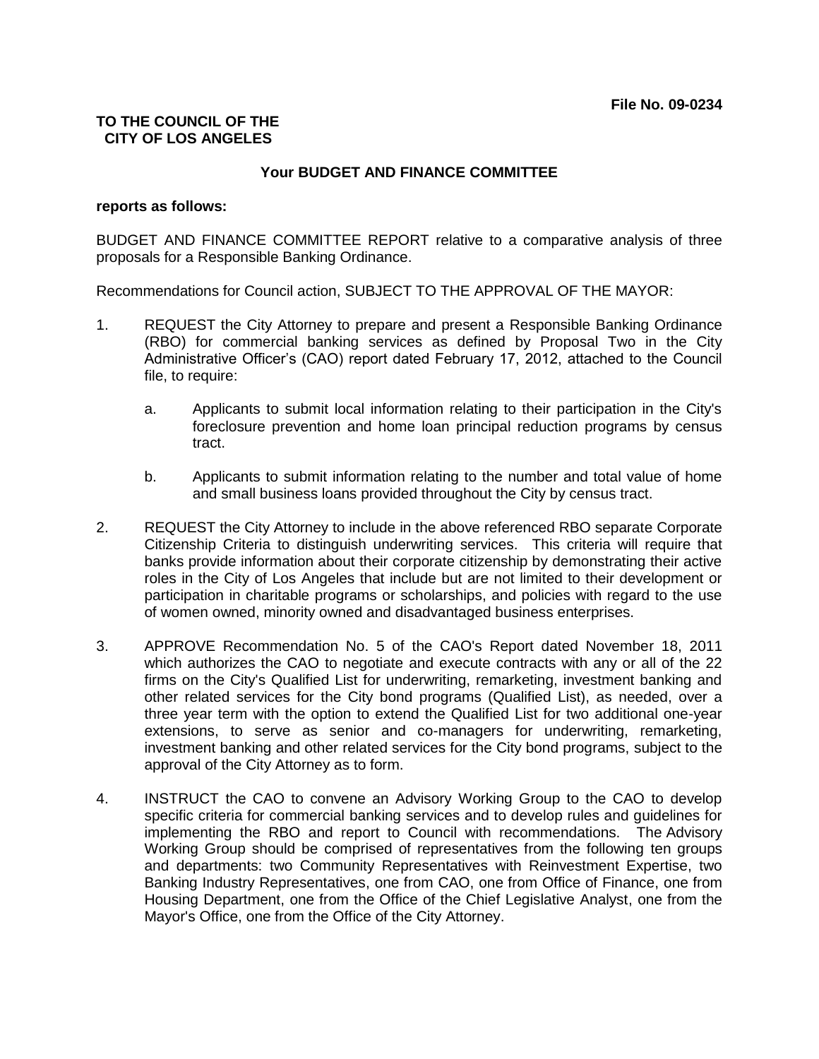**File No. 09-0234**

**TO THE COUNCIL OF THE CITY OF LOS ANGELES**

**Your BUDGET AND FINANCE COMMITTEE**

**reports as follows:**

BUDGET AND FINANCE COMMITTEE REPORT relative to a comparative analysis of three proposals for a Responsible Banking Ordinance.

Recommendations for Council action, SUBJECT TO THE APPROVAL OF THE MAYOR:

1. REQUEST the City Attorney to prepare and present a Responsible Banking Ordinance (RBO) for commercial banking services as defined by Proposal Two in the City Administrative Officer's (CAO) report dated February 17, 2012, attached to the Council file, to require:

   a. Applicants to submit local information relating to their participation in the City's foreclosure prevention and home loan principal reduction programs by census tract.

   b. Applicants to submit information relating to the number and total value of home and small business loans provided throughout the City by census tract.

2. REQUEST the City Attorney to include in the above referenced RBO separate Corporate Citizenship Criteria to distinguish underwriting services. This criteria will require that banks provide information about their corporate citizenship by demonstrating their active roles in the City of Los Angeles that include but are not limited to their development or participation in charitable programs or scholarships, and policies with regard to the use of women owned, minority owned and disadvantaged business enterprises.

3. APPROVE Recommendation No. 5 of the CAO's Report dated November 18, 2011 which authorizes the CAO to negotiate and execute contracts with any or all of the 22 firms on the City's Qualified List for underwriting, remarketing, investment banking and other related services for the City bond programs (Qualified List), as needed, over a three year term with the option to extend the Qualified List for two additional one-year extensions, to serve as senior and co-managers for underwriting, remarketing, investment banking and other related services for the City bond programs, subject to the approval of the City Attorney as to form.

4. INSTRUCT the CAO to convene an Advisory Working Group to the CAO to develop specific criteria for commercial banking services and to develop rules and guidelines for implementing the RBO and report to Council with recommendations. The Advisory Working Group should be comprised of representatives from the following ten groups and departments: two Community Representatives with Reinvestment Expertise, two Banking Industry Representatives, one from CAO, one from Office of Finance, one from Housing Department, one from the Office of the Chief Legislative Analyst, one from the Mayor's Office, one from the Office of the City Attorney.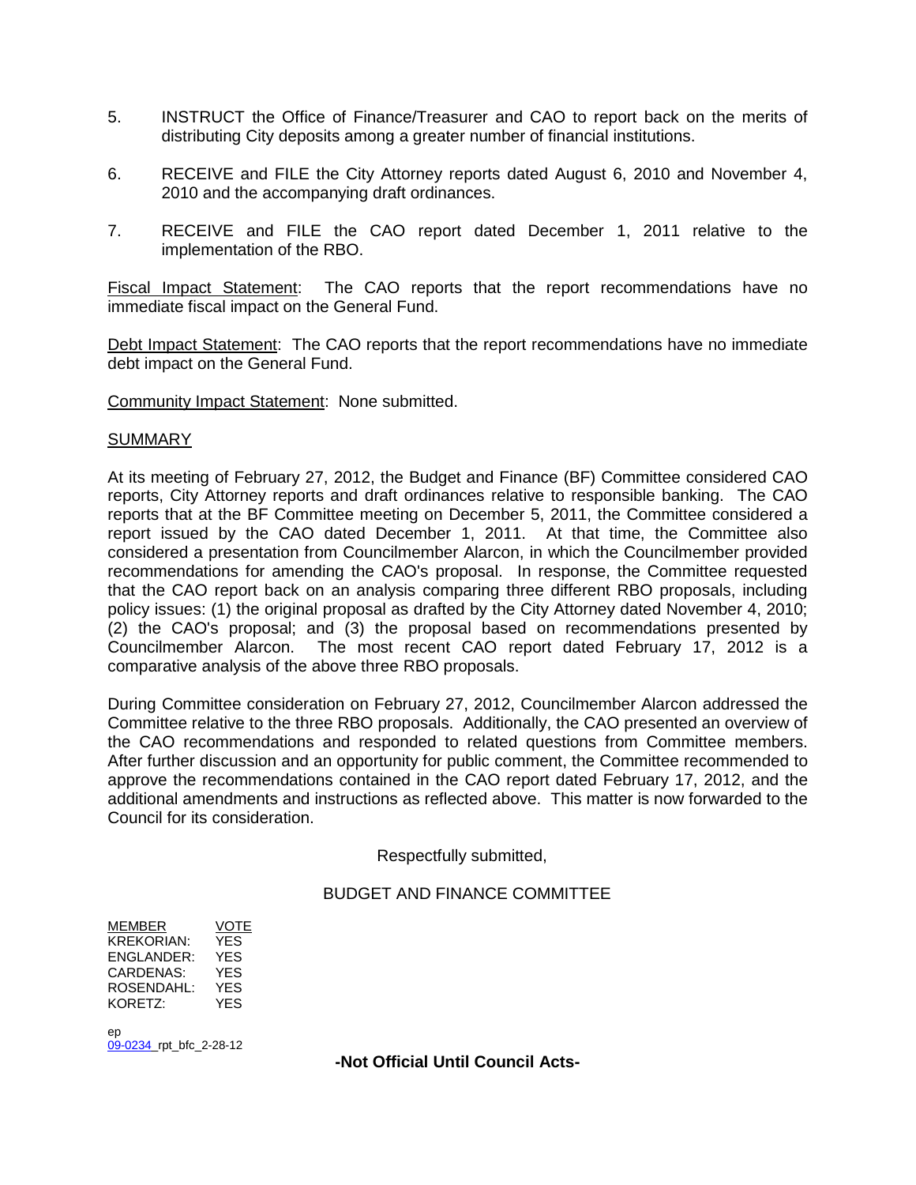5. INSTRUCT the Office of Finance/Treasurer and CAO to report back on the merits of distributing City deposits among a greater number of financial institutions.

6. RECEIVE and FILE the City Attorney reports dated August 6, 2010 and November 4, 2010 and the accompanying draft ordinances.

7. RECEIVE and FILE the CAO report dated December 1, 2011 relative to the implementation of the RBO.

Fiscal Impact Statement: The CAO reports that the report recommendations have no immediate fiscal impact on the General Fund.

Debt Impact Statement: The CAO reports that the report recommendations have no immediate debt impact on the General Fund.

Community Impact Statement: None submitted.

SUMMARY

At its meeting of February 27, 2012, the Budget and Finance (BF) Committee considered CAO reports, City Attorney reports and draft ordinances relative to responsible banking. The CAO reports that at the BF Committee meeting on December 5, 2011, the Committee considered a report issued by the CAO dated December 1, 2011. At that time, the Committee also considered a presentation from Councilmember Alarcon, in which the Councilmember provided recommendations for amending the CAO's proposal. In response, the Committee requested that the CAO report back on an analysis comparing three different RBO proposals, including policy issues: (1) the original proposal as drafted by the City Attorney dated November 4, 2010; (2) the CAO's proposal; and (3) the proposal based on recommendations presented by Councilmember Alarcon. The most recent CAO report dated February 17, 2012 is a comparative analysis of the above three RBO proposals.

During Committee consideration on February 27, 2012, Councilmember Alarcon addressed the Committee relative to the three RBO proposals. Additionally, the CAO presented an overview of the CAO recommendations and responded to related questions from Committee members. After further discussion and an opportunity for public comment, the Committee recommended to approve the recommendations contained in the CAO report dated February 17, 2012, and the additional amendments and instructions as reflected above. This matter is now forwarded to the Council for its consideration.

Respectfully submitted,

BUDGET AND FINANCE COMMITTEE

| MEMBER | VOTE |
|---|---|
| KREKORIAN: | YES |
| ENGLANDER: | YES |
| CARDENAS: | YES |
| ROSENDAHL: | YES |
| KORETZ: | YES |

ep
09-0234 rpt_bfc_2-28-12

**-Not Official Until Council Acts-**